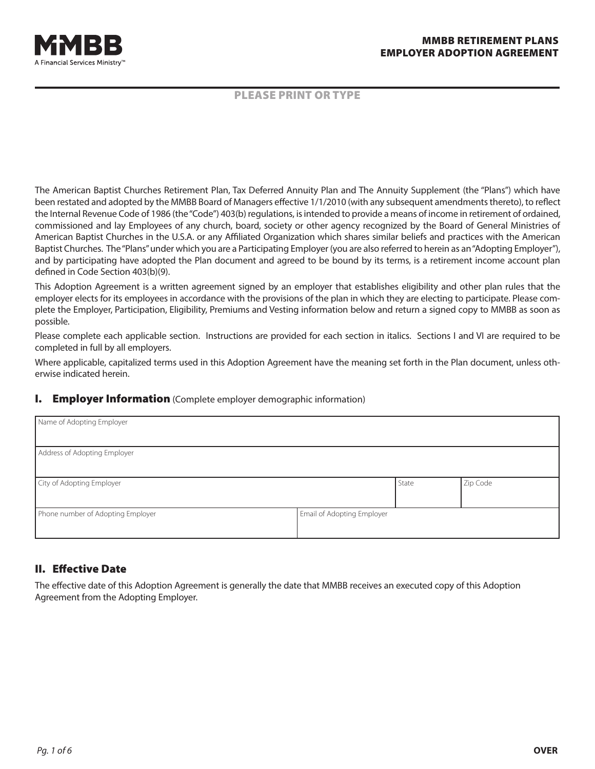# MMBB RETIREMENT PLANS EMPLOYER ADOPTION AGREEMENT

MMBB
A Financial Services Ministry™

**PLEASE PRINT OR TYPE**

The American Baptist Churches Retirement Plan, Tax Deferred Annuity Plan and The Annuity Supplement (the "Plans") which have been restated and adopted by the MMBB Board of Managers effective 1/1/2010 (with any subsequent amendments thereto), to reflect the Internal Revenue Code of 1986 (the "Code") 403(b) regulations, is intended to provide a means of income in retirement of ordained, commissioned and lay Employees of any church, board, society or other agency recognized by the Board of General Ministries of American Baptist Churches in the U.S.A. or any Affiliated Organization which shares similar beliefs and practices with the American Baptist Churches. The "Plans" under which you are a Participating Employer (you are also referred to herein as an "Adopting Employer"), and by participating have adopted the Plan document and agreed to be bound by its terms, is a retirement income account plan defined in Code Section 403(b)(9).

This Adoption Agreement is a written agreement signed by an employer that establishes eligibility and other plan rules that the employer elects for its employees in accordance with the provisions of the plan in which they are electing to participate. Please complete the Employer, Participation, Eligibility, Premiums and Vesting information below and return a signed copy to MMBB as soon as possible.

Please complete each applicable section. Instructions are provided for each section in italics. Sections I and VI are required to be completed in full by all employers.

Where applicable, capitalized terms used in this Adoption Agreement have the meaning set forth in the Plan document, unless otherwise indicated herein.

## I. Employer Information (Complete employer demographic information)

| Name of Adopting Employer | | |
|---|---|---|
| Address of Adopting Employer | | |
| City of Adopting Employer | State | Zip Code |
| Phone number of Adopting Employer | Email of Adopting Employer | |

## II. Effective Date

The effective date of this Adoption Agreement is generally the date that MMBB receives an executed copy of this Adoption Agreement from the Adopting Employer.

OVER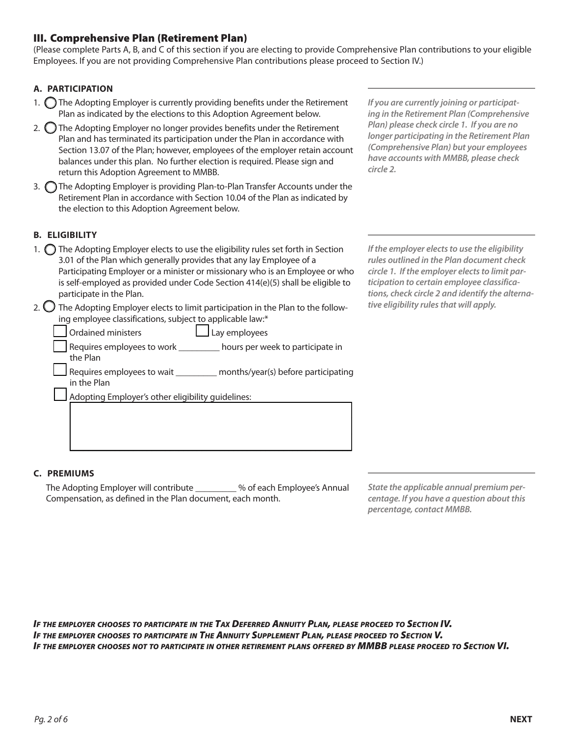## III. Comprehensive Plan (Retirement Plan)

(Please complete Parts A, B, and C of this section if you are electing to provide Comprehensive Plan contributions to your eligible Employees. If you are not providing Comprehensive Plan contributions please proceed to Section IV.)

### A. PARTICIPATION

1. ◯ The Adopting Employer is currently providing benefits under the Retirement Plan as indicated by the elections to this Adoption Agreement below.
2. ◯ The Adopting Employer no longer provides benefits under the Retirement Plan and has terminated its participation under the Plan in accordance with Section 13.07 of the Plan; however, employees of the employer retain account balances under this plan. No further election is required. Please sign and return this Adoption Agreement to MMBB.
3. ◯ The Adopting Employer is providing Plan-to-Plan Transfer Accounts under the Retirement Plan in accordance with Section 10.04 of the Plan as indicated by the election to this Adoption Agreement below.

***If you are currently joining or participating in the Retirement Plan (Comprehensive Plan) please check circle 1. If you are no longer participating in the Retirement Plan (Comprehensive Plan) but your employees have accounts with MMBB, please check circle 2.***

### B. ELIGIBILITY

1. ◯ The Adopting Employer elects to use the eligibility rules set forth in Section 3.01 of the Plan which generally provides that any lay Employee of a Participating Employer or a minister or missionary who is an Employee or who is self-employed as provided under Code Section 414(e)(5) shall be eligible to participate in the Plan.
2. ◯ The Adopting Employer elects to limit participation in the Plan to the following employee classifications, subject to applicable law:*
   - ☐ Ordained ministers ☐ Lay employees
   - ☐ Requires employees to work _________ hours per week to participate in the Plan
   - ☐ Requires employees to wait _________ months/year(s) before participating in the Plan
   - ☐ Adopting Employer's other eligibility guidelines:

***If the employer elects to use the eligibility rules outlined in the Plan document check circle 1. If the employer elects to limit participation to certain employee classifications, check circle 2 and identify the alternative eligibility rules that will apply.***

### C. PREMIUMS

The Adopting Employer will contribute _________ % of each Employee's Annual Compensation, as defined in the Plan document, each month.

***State the applicable annual premium percentage. If you have a question about this percentage, contact MMBB.***

***IF THE EMPLOYER CHOOSES TO PARTICIPATE IN THE TAX DEFERRED ANNUITY PLAN, PLEASE PROCEED TO SECTION IV.***
***IF THE EMPLOYER CHOOSES TO PARTICIPATE IN THE ANNUITY SUPPLEMENT PLAN, PLEASE PROCEED TO SECTION V.***
***IF THE EMPLOYER CHOOSES NOT TO PARTICIPATE IN OTHER RETIREMENT PLANS OFFERED BY MMBB PLEASE PROCEED TO SECTION VI.***

**NEXT**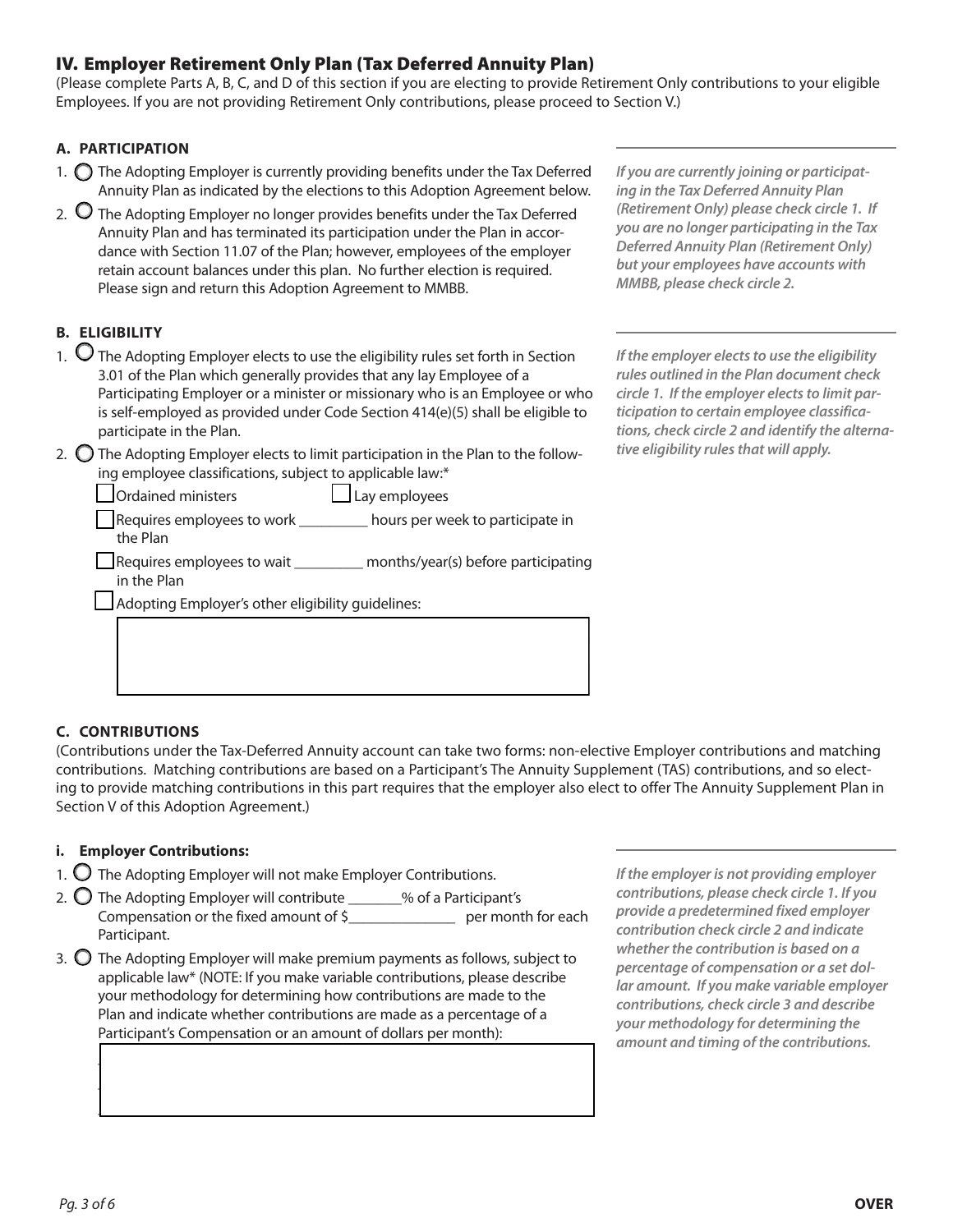## IV. Employer Retirement Only Plan (Tax Deferred Annuity Plan)

(Please complete Parts A, B, C, and D of this section if you are electing to provide Retirement Only contributions to your eligible Employees. If you are not providing Retirement Only contributions, please proceed to Section V.)

### A. PARTICIPATION

1. ◯ The Adopting Employer is currently providing benefits under the Tax Deferred Annuity Plan as indicated by the elections to this Adoption Agreement below.
2. ◯ The Adopting Employer no longer provides benefits under the Tax Deferred Annuity Plan and has terminated its participation under the Plan in accordance with Section 11.07 of the Plan; however, employees of the employer retain account balances under this plan. No further election is required. Please sign and return this Adoption Agreement to MMBB.

***If you are currently joining or participating in the Tax Deferred Annuity Plan (Retirement Only) please check circle 1. If you are no longer participating in the Tax Deferred Annuity Plan (Retirement Only) but your employees have accounts with MMBB, please check circle 2.***

### B. ELIGIBILITY

1. ◯ The Adopting Employer elects to use the eligibility rules set forth in Section 3.01 of the Plan which generally provides that any lay Employee of a Participating Employer or a minister or missionary who is an Employee or who is self-employed as provided under Code Section 414(e)(5) shall be eligible to participate in the Plan.
2. ◯ The Adopting Employer elects to limit participation in the Plan to the following employee classifications, subject to applicable law:*
   - ☐ Ordained ministers ☐ Lay employees
   - ☐ Requires employees to work _________ hours per week to participate in the Plan
   - ☐ Requires employees to wait _________ months/year(s) before participating in the Plan
   - ☐ Adopting Employer's other eligibility guidelines:

***If the employer elects to use the eligibility rules outlined in the Plan document check circle 1. If the employer elects to limit participation to certain employee classifications, check circle 2 and identify the alternative eligibility rules that will apply.***

### C. CONTRIBUTIONS

(Contributions under the Tax-Deferred Annuity account can take two forms: non-elective Employer contributions and matching contributions. Matching contributions are based on a Participant's The Annuity Supplement (TAS) contributions, and so electing to provide matching contributions in this part requires that the employer also elect to offer The Annuity Supplement Plan in Section V of this Adoption Agreement.)

#### i. Employer Contributions:

1. ◯ The Adopting Employer will not make Employer Contributions.
2. ◯ The Adopting Employer will contribute _______% of a Participant's Compensation or the fixed amount of $______________ per month for each Participant.
3. ◯ The Adopting Employer will make premium payments as follows, subject to applicable law* (NOTE: If you make variable contributions, please describe your methodology for determining how contributions are made to the Plan and indicate whether contributions are made as a percentage of a Participant's Compensation or an amount of dollars per month):

***If the employer is not providing employer contributions, please check circle 1. If you provide a predetermined fixed employer contribution check circle 2 and indicate whether the contribution is based on a percentage of compensation or a set dollar amount. If you make variable employer contributions, check circle 3 and describe your methodology for determining the amount and timing of the contributions.***

**OVER**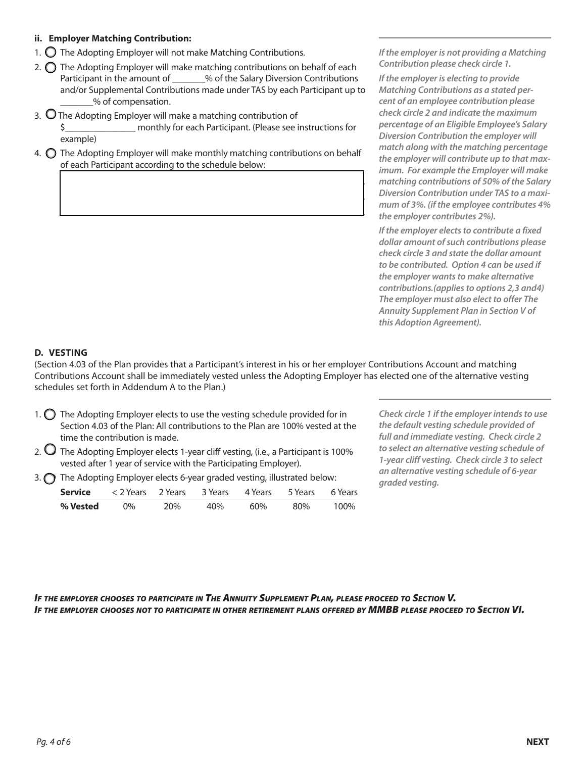### ii. Employer Matching Contribution:

1. ◯ The Adopting Employer will not make Matching Contributions.
2. ◯ The Adopting Employer will make matching contributions on behalf of each Participant in the amount of _______% of the Salary Diversion Contributions and/or Supplemental Contributions made under TAS by each Participant up to _______% of compensation.
3. ◯ The Adopting Employer will make a matching contribution of $_______________ monthly for each Participant. (Please see instructions for example)
4. ◯ The Adopting Employer will make monthly matching contributions on behalf of each Participant according to the schedule below:

|  |
|---|
|  |

*If the employer is not providing a Matching Contribution please check circle 1.*

*If the employer is electing to provide Matching Contributions as a stated percent of an employee contribution please check circle 2 and indicate the maximum percentage of an Eligible Employee's Salary Diversion Contribution the employer will match along with the matching percentage the employer will contribute up to that maximum. For example the Employer will make matching contributions of 50% of the Salary Diversion Contribution under TAS to a maximum of 3%. (if the employee contributes 4% the employer contributes 2%).*

*If the employer elects to contribute a fixed dollar amount of such contributions please check circle 3 and state the dollar amount to be contributed. Option 4 can be used if the employer wants to make alternative contributions.(applies to options 2,3 and4) The employer must also elect to offer The Annuity Supplement Plan in Section V of this Adoption Agreement).*

## D. VESTING

(Section 4.03 of the Plan provides that a Participant's interest in his or her employer Contributions Account and matching Contributions Account shall be immediately vested unless the Adopting Employer has elected one of the alternative vesting schedules set forth in Addendum A to the Plan.)

1. ◯ The Adopting Employer elects to use the vesting schedule provided for in Section 4.03 of the Plan: All contributions to the Plan are 100% vested at the time the contribution is made.
2. ◯ The Adopting Employer elects 1-year cliff vesting, (i.e., a Participant is 100% vested after 1 year of service with the Participating Employer).
3. ◯ The Adopting Employer elects 6-year graded vesting, illustrated below:

| **Service** | < 2 Years | 2 Years | 3 Years | 4 Years | 5 Years | 6 Years |
|---|---|---|---|---|---|---|
| **% Vested** | 0% | 20% | 40% | 60% | 80% | 100% |

*Check circle 1 if the employer intends to use the default vesting schedule provided of full and immediate vesting. Check circle 2 to select an alternative vesting schedule of 1-year cliff vesting. Check circle 3 to select an alternative vesting schedule of 6-year graded vesting.*

***If the employer chooses to participate in The Annuity Supplement Plan, please proceed to Section V.***
***If the employer chooses not to participate in other retirement plans offered by MMBB please proceed to Section VI.***

**NEXT**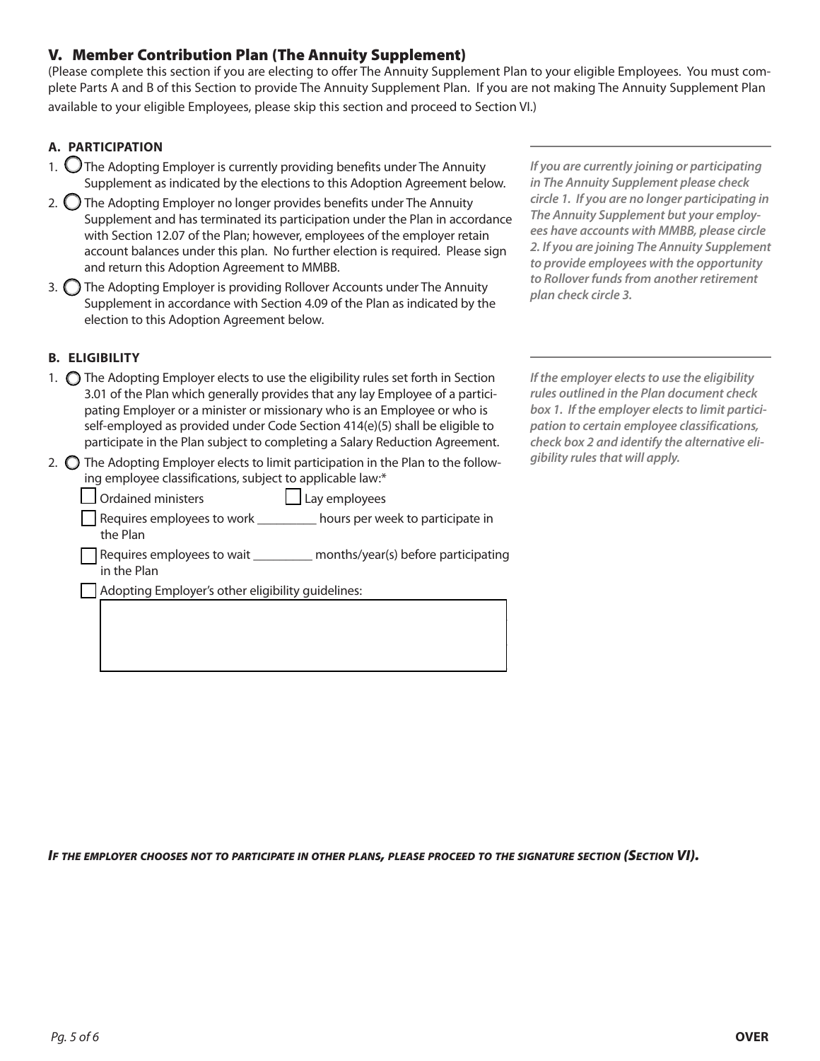## V. Member Contribution Plan (The Annuity Supplement)

(Please complete this section if you are electing to offer The Annuity Supplement Plan to your eligible Employees. You must complete Parts A and B of this Section to provide The Annuity Supplement Plan. If you are not making The Annuity Supplement Plan available to your eligible Employees, please skip this section and proceed to Section VI.)

### A. PARTICIPATION

1. ◯ The Adopting Employer is currently providing benefits under The Annuity Supplement as indicated by the elections to this Adoption Agreement below.
2. ◯ The Adopting Employer no longer provides benefits under The Annuity Supplement and has terminated its participation under the Plan in accordance with Section 12.07 of the Plan; however, employees of the employer retain account balances under this plan. No further election is required. Please sign and return this Adoption Agreement to MMBB.
3. ◯ The Adopting Employer is providing Rollover Accounts under The Annuity Supplement in accordance with Section 4.09 of the Plan as indicated by the election to this Adoption Agreement below.

***If you are currently joining or participating in The Annuity Supplement please check circle 1. If you are no longer participating in The Annuity Supplement but your employees have accounts with MMBB, please circle 2. If you are joining The Annuity Supplement to provide employees with the opportunity to Rollover funds from another retirement plan check circle 3.***

### B. ELIGIBILITY

1. ◯ The Adopting Employer elects to use the eligibility rules set forth in Section 3.01 of the Plan which generally provides that any lay Employee of a participating Employer or a minister or missionary who is an Employee or who is self-employed as provided under Code Section 414(e)(5) shall be eligible to participate in the Plan subject to completing a Salary Reduction Agreement.
2. ◯ The Adopting Employer elects to limit participation in the Plan to the following employee classifications, subject to applicable law:*
   - ☐ Ordained ministers ☐ Lay employees
   - ☐ Requires employees to work _________ hours per week to participate in the Plan
   - ☐ Requires employees to wait _________ months/year(s) before participating in the Plan
   - ☐ Adopting Employer's other eligibility guidelines:

***If the employer elects to use the eligibility rules outlined in the Plan document check box 1. If the employer elects to limit participation to certain employee classifications, check box 2 and identify the alternative eligibility rules that will apply.***

***If the employer chooses not to participate in other plans, please proceed to the signature section (Section VI).***

**OVER**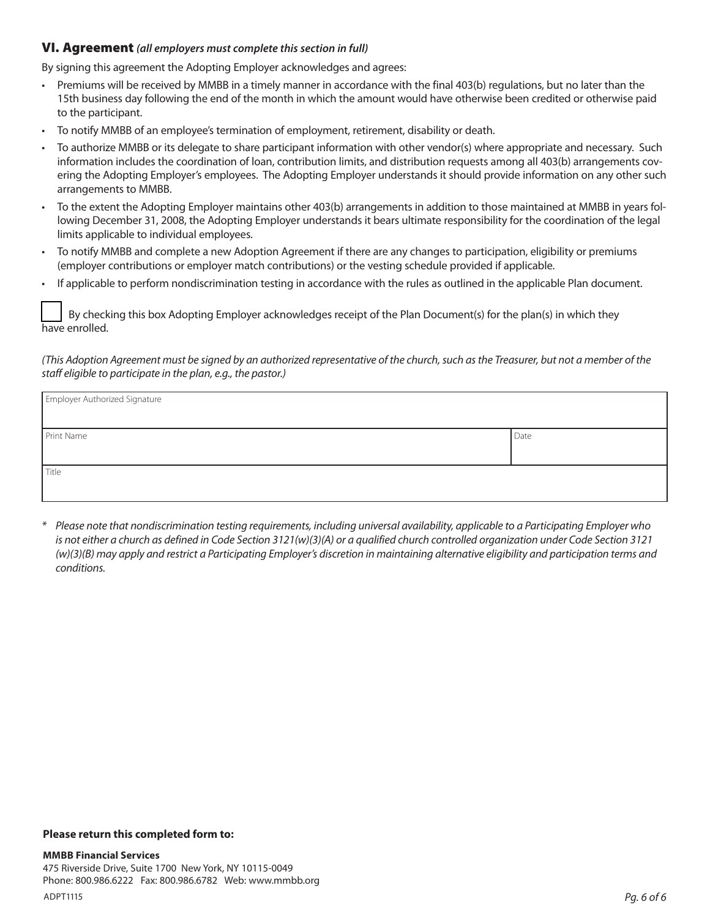## VI. Agreement *(all employers must complete this section in full)*

By signing this agreement the Adopting Employer acknowledges and agrees:

- Premiums will be received by MMBB in a timely manner in accordance with the final 403(b) regulations, but no later than the 15th business day following the end of the month in which the amount would have otherwise been credited or otherwise paid to the participant.
- To notify MMBB of an employee's termination of employment, retirement, disability or death.
- To authorize MMBB or its delegate to share participant information with other vendor(s) where appropriate and necessary. Such information includes the coordination of loan, contribution limits, and distribution requests among all 403(b) arrangements covering the Adopting Employer's employees. The Adopting Employer understands it should provide information on any other such arrangements to MMBB.
- To the extent the Adopting Employer maintains other 403(b) arrangements in addition to those maintained at MMBB in years following December 31, 2008, the Adopting Employer understands it bears ultimate responsibility for the coordination of the legal limits applicable to individual employees.
- To notify MMBB and complete a new Adoption Agreement if there are any changes to participation, eligibility or premiums (employer contributions or employer match contributions) or the vesting schedule provided if applicable.
- If applicable to perform nondiscrimination testing in accordance with the rules as outlined in the applicable Plan document.

☐ By checking this box Adopting Employer acknowledges receipt of the Plan Document(s) for the plan(s) in which they have enrolled.

*(This Adoption Agreement must be signed by an authorized representative of the church, such as the Treasurer, but not a member of the staff eligible to participate in the plan, e.g., the pastor.)*

| | |
|---|---|
| Employer Authorized Signature | |
| Print Name | Date |
| Title | |

\* *Please note that nondiscrimination testing requirements, including universal availability, applicable to a Participating Employer who is not either a church as defined in Code Section 3121(w)(3)(A) or a qualified church controlled organization under Code Section 3121 (w)(3)(B) may apply and restrict a Participating Employer's discretion in maintaining alternative eligibility and participation terms and conditions.*

**Please return this completed form to:**

**MMBB Financial Services**
475 Riverside Drive, Suite 1700 New York, NY 10115-0049
Phone: 800.986.6222 Fax: 800.986.6782 Web: www.mmbb.org

ADPT1115